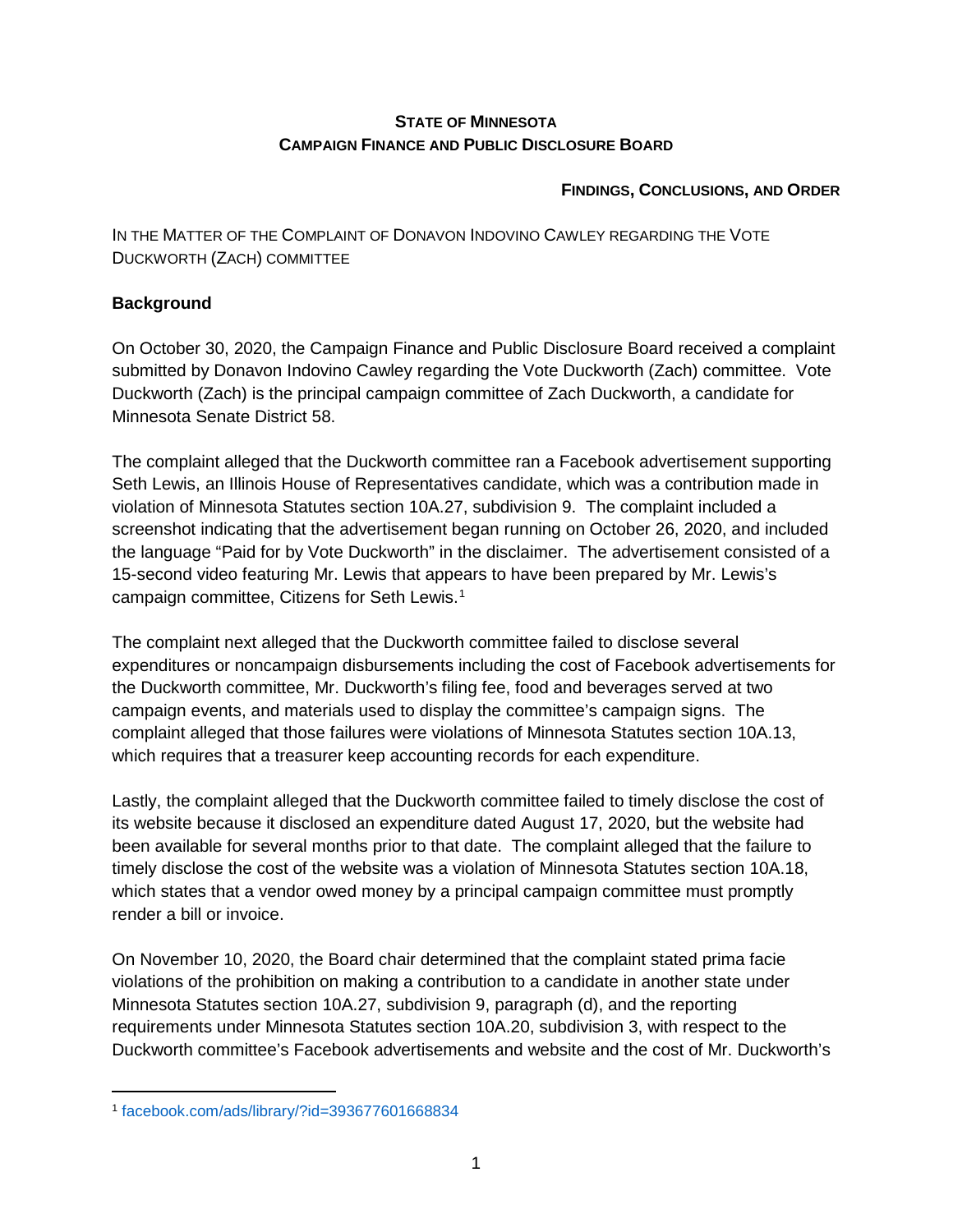**STATE OF MINNESOTA**
**CAMPAIGN FINANCE AND PUBLIC DISCLOSURE BOARD**

**FINDINGS, CONCLUSIONS, AND ORDER**

IN THE MATTER OF THE COMPLAINT OF DONAVON INDOVINO CAWLEY REGARDING THE VOTE DUCKWORTH (ZACH) COMMITTEE

## Background

On October 30, 2020, the Campaign Finance and Public Disclosure Board received a complaint submitted by Donavon Indovino Cawley regarding the Vote Duckworth (Zach) committee. Vote Duckworth (Zach) is the principal campaign committee of Zach Duckworth, a candidate for Minnesota Senate District 58.

The complaint alleged that the Duckworth committee ran a Facebook advertisement supporting Seth Lewis, an Illinois House of Representatives candidate, which was a contribution made in violation of Minnesota Statutes section 10A.27, subdivision 9. The complaint included a screenshot indicating that the advertisement began running on October 26, 2020, and included the language "Paid for by Vote Duckworth" in the disclaimer. The advertisement consisted of a 15-second video featuring Mr. Lewis that appears to have been prepared by Mr. Lewis's campaign committee, Citizens for Seth Lewis.[1]

The complaint next alleged that the Duckworth committee failed to disclose several expenditures or noncampaign disbursements including the cost of Facebook advertisements for the Duckworth committee, Mr. Duckworth's filing fee, food and beverages served at two campaign events, and materials used to display the committee's campaign signs. The complaint alleged that those failures were violations of Minnesota Statutes section 10A.13, which requires that a treasurer keep accounting records for each expenditure.

Lastly, the complaint alleged that the Duckworth committee failed to timely disclose the cost of its website because it disclosed an expenditure dated August 17, 2020, but the website had been available for several months prior to that date. The complaint alleged that the failure to timely disclose the cost of the website was a violation of Minnesota Statutes section 10A.18, which states that a vendor owed money by a principal campaign committee must promptly render a bill or invoice.

On November 10, 2020, the Board chair determined that the complaint stated prima facie violations of the prohibition on making a contribution to a candidate in another state under Minnesota Statutes section 10A.27, subdivision 9, paragraph (d), and the reporting requirements under Minnesota Statutes section 10A.20, subdivision 3, with respect to the Duckworth committee's Facebook advertisements and website and the cost of Mr. Duckworth's

[1] facebook.com/ads/library/?id=393677601668834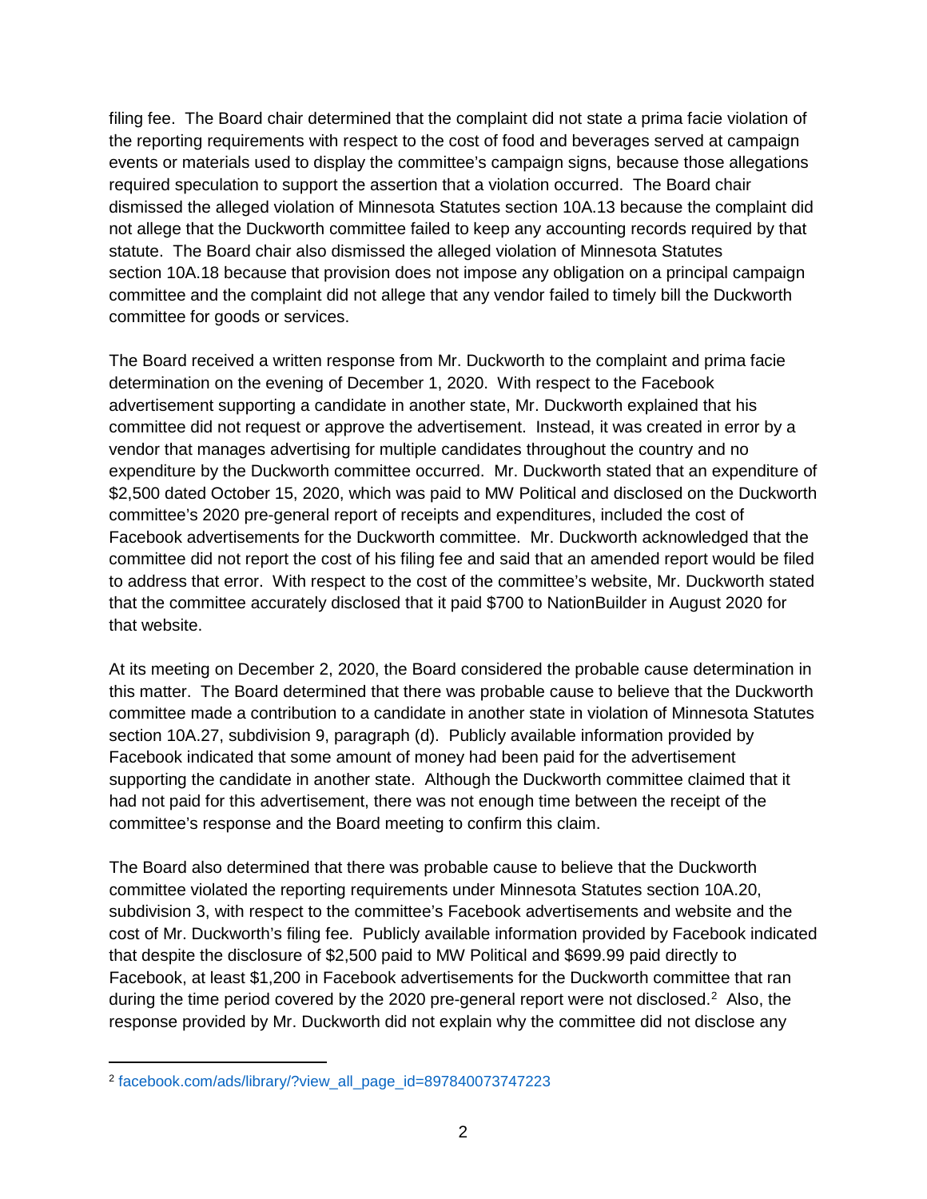filing fee. The Board chair determined that the complaint did not state a prima facie violation of the reporting requirements with respect to the cost of food and beverages served at campaign events or materials used to display the committee's campaign signs, because those allegations required speculation to support the assertion that a violation occurred. The Board chair dismissed the alleged violation of Minnesota Statutes section 10A.13 because the complaint did not allege that the Duckworth committee failed to keep any accounting records required by that statute. The Board chair also dismissed the alleged violation of Minnesota Statutes section 10A.18 because that provision does not impose any obligation on a principal campaign committee and the complaint did not allege that any vendor failed to timely bill the Duckworth committee for goods or services.

The Board received a written response from Mr. Duckworth to the complaint and prima facie determination on the evening of December 1, 2020. With respect to the Facebook advertisement supporting a candidate in another state, Mr. Duckworth explained that his committee did not request or approve the advertisement. Instead, it was created in error by a vendor that manages advertising for multiple candidates throughout the country and no expenditure by the Duckworth committee occurred. Mr. Duckworth stated that an expenditure of $2,500 dated October 15, 2020, which was paid to MW Political and disclosed on the Duckworth committee's 2020 pre-general report of receipts and expenditures, included the cost of Facebook advertisements for the Duckworth committee. Mr. Duckworth acknowledged that the committee did not report the cost of his filing fee and said that an amended report would be filed to address that error. With respect to the cost of the committee's website, Mr. Duckworth stated that the committee accurately disclosed that it paid $700 to NationBuilder in August 2020 for that website.

At its meeting on December 2, 2020, the Board considered the probable cause determination in this matter. The Board determined that there was probable cause to believe that the Duckworth committee made a contribution to a candidate in another state in violation of Minnesota Statutes section 10A.27, subdivision 9, paragraph (d). Publicly available information provided by Facebook indicated that some amount of money had been paid for the advertisement supporting the candidate in another state. Although the Duckworth committee claimed that it had not paid for this advertisement, there was not enough time between the receipt of the committee's response and the Board meeting to confirm this claim.

The Board also determined that there was probable cause to believe that the Duckworth committee violated the reporting requirements under Minnesota Statutes section 10A.20, subdivision 3, with respect to the committee's Facebook advertisements and website and the cost of Mr. Duckworth's filing fee. Publicly available information provided by Facebook indicated that despite the disclosure of $2,500 paid to MW Political and $699.99 paid directly to Facebook, at least $1,200 in Facebook advertisements for the Duckworth committee that ran during the time period covered by the 2020 pre-general report were not disclosed.[2] Also, the response provided by Mr. Duckworth did not explain why the committee did not disclose any

[2] facebook.com/ads/library/?view_all_page_id=897840073747223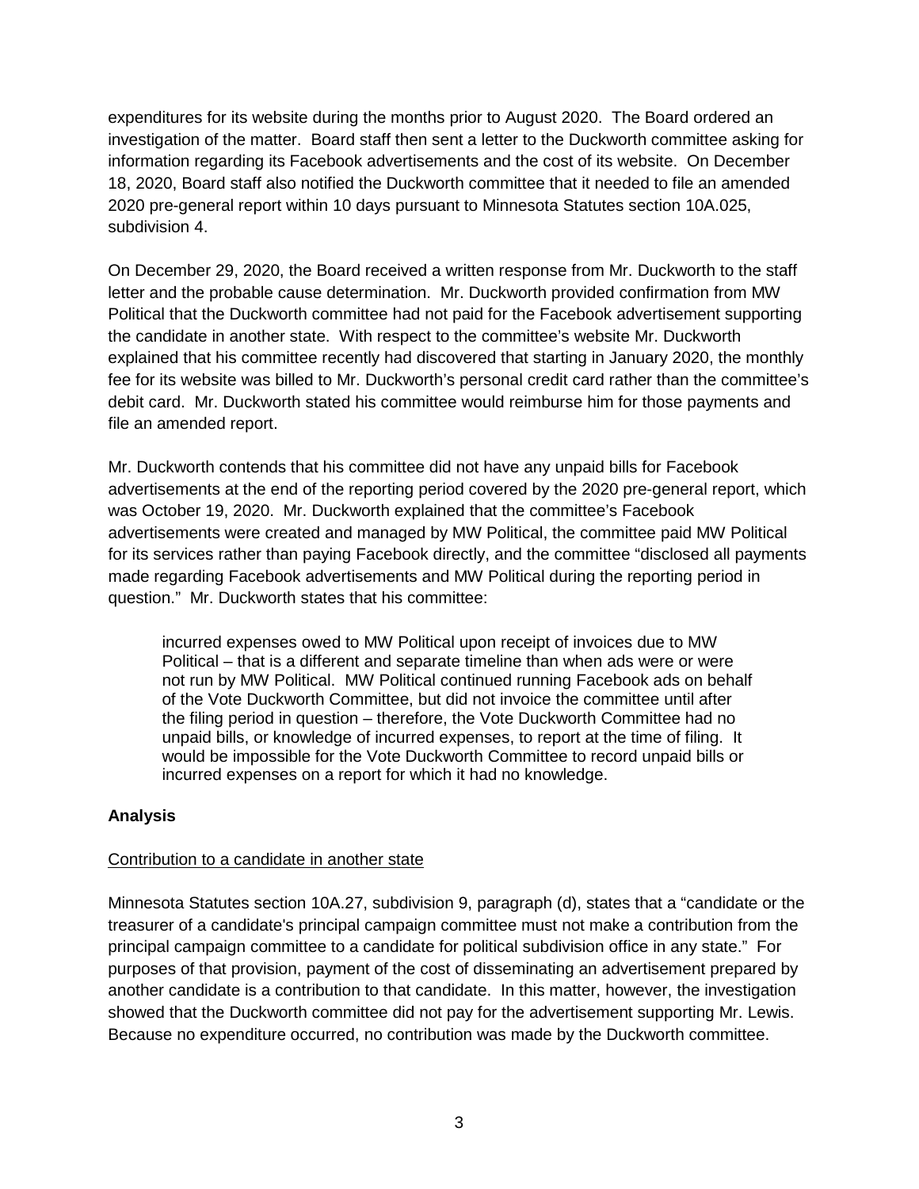expenditures for its website during the months prior to August 2020. The Board ordered an investigation of the matter. Board staff then sent a letter to the Duckworth committee asking for information regarding its Facebook advertisements and the cost of its website. On December 18, 2020, Board staff also notified the Duckworth committee that it needed to file an amended 2020 pre-general report within 10 days pursuant to Minnesota Statutes section 10A.025, subdivision 4.

On December 29, 2020, the Board received a written response from Mr. Duckworth to the staff letter and the probable cause determination. Mr. Duckworth provided confirmation from MW Political that the Duckworth committee had not paid for the Facebook advertisement supporting the candidate in another state. With respect to the committee's website Mr. Duckworth explained that his committee recently had discovered that starting in January 2020, the monthly fee for its website was billed to Mr. Duckworth's personal credit card rather than the committee's debit card. Mr. Duckworth stated his committee would reimburse him for those payments and file an amended report.

Mr. Duckworth contends that his committee did not have any unpaid bills for Facebook advertisements at the end of the reporting period covered by the 2020 pre-general report, which was October 19, 2020. Mr. Duckworth explained that the committee's Facebook advertisements were created and managed by MW Political, the committee paid MW Political for its services rather than paying Facebook directly, and the committee "disclosed all payments made regarding Facebook advertisements and MW Political during the reporting period in question." Mr. Duckworth states that his committee:

> incurred expenses owed to MW Political upon receipt of invoices due to MW Political – that is a different and separate timeline than when ads were or were not run by MW Political. MW Political continued running Facebook ads on behalf of the Vote Duckworth Committee, but did not invoice the committee until after the filing period in question – therefore, the Vote Duckworth Committee had no unpaid bills, or knowledge of incurred expenses, to report at the time of filing. It would be impossible for the Vote Duckworth Committee to record unpaid bills or incurred expenses on a report for which it had no knowledge.

**Analysis**

Contribution to a candidate in another state

Minnesota Statutes section 10A.27, subdivision 9, paragraph (d), states that a "candidate or the treasurer of a candidate's principal campaign committee must not make a contribution from the principal campaign committee to a candidate for political subdivision office in any state." For purposes of that provision, payment of the cost of disseminating an advertisement prepared by another candidate is a contribution to that candidate. In this matter, however, the investigation showed that the Duckworth committee did not pay for the advertisement supporting Mr. Lewis. Because no expenditure occurred, no contribution was made by the Duckworth committee.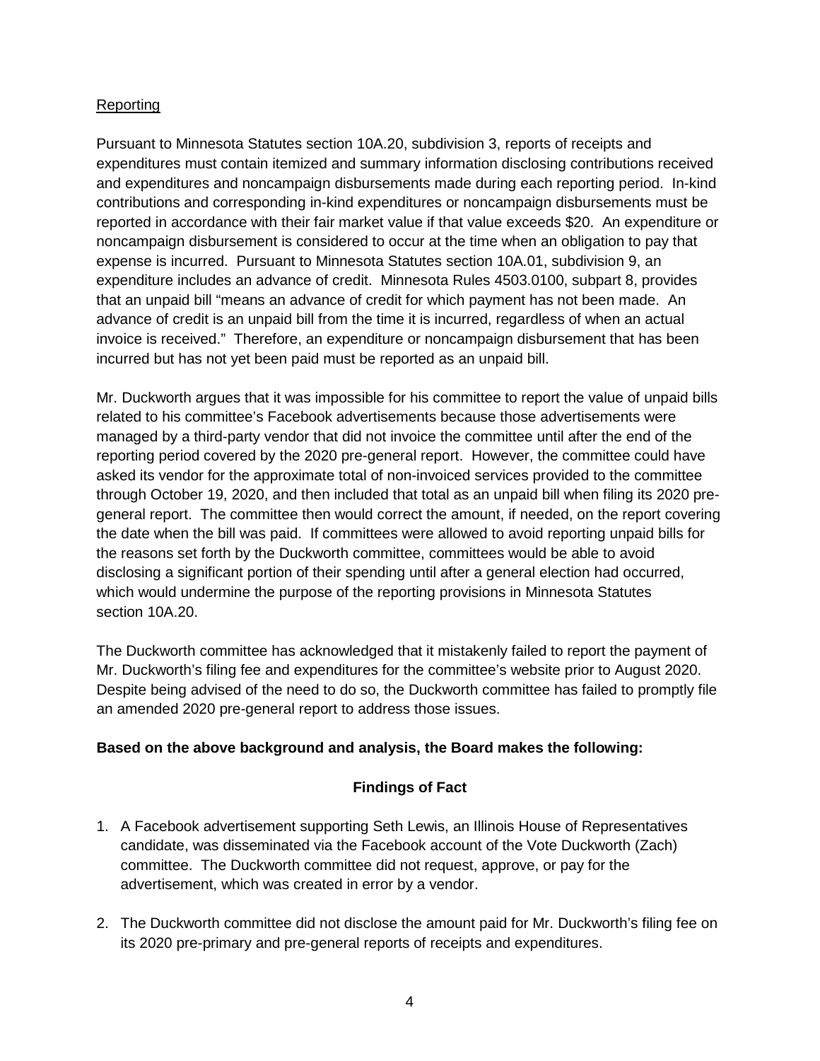<u>Reporting</u>

Pursuant to Minnesota Statutes section 10A.20, subdivision 3, reports of receipts and expenditures must contain itemized and summary information disclosing contributions received and expenditures and noncampaign disbursements made during each reporting period. In-kind contributions and corresponding in-kind expenditures or noncampaign disbursements must be reported in accordance with their fair market value if that value exceeds $20. An expenditure or noncampaign disbursement is considered to occur at the time when an obligation to pay that expense is incurred. Pursuant to Minnesota Statutes section 10A.01, subdivision 9, an expenditure includes an advance of credit. Minnesota Rules 4503.0100, subpart 8, provides that an unpaid bill "means an advance of credit for which payment has not been made. An advance of credit is an unpaid bill from the time it is incurred, regardless of when an actual invoice is received." Therefore, an expenditure or noncampaign disbursement that has been incurred but has not yet been paid must be reported as an unpaid bill.

Mr. Duckworth argues that it was impossible for his committee to report the value of unpaid bills related to his committee's Facebook advertisements because those advertisements were managed by a third-party vendor that did not invoice the committee until after the end of the reporting period covered by the 2020 pre-general report. However, the committee could have asked its vendor for the approximate total of non-invoiced services provided to the committee through October 19, 2020, and then included that total as an unpaid bill when filing its 2020 pre-general report. The committee then would correct the amount, if needed, on the report covering the date when the bill was paid. If committees were allowed to avoid reporting unpaid bills for the reasons set forth by the Duckworth committee, committees would be able to avoid disclosing a significant portion of their spending until after a general election had occurred, which would undermine the purpose of the reporting provisions in Minnesota Statutes section 10A.20.

The Duckworth committee has acknowledged that it mistakenly failed to report the payment of Mr. Duckworth's filing fee and expenditures for the committee's website prior to August 2020. Despite being advised of the need to do so, the Duckworth committee has failed to promptly file an amended 2020 pre-general report to address those issues.

**Based on the above background and analysis, the Board makes the following:**

## Findings of Fact

1. A Facebook advertisement supporting Seth Lewis, an Illinois House of Representatives candidate, was disseminated via the Facebook account of the Vote Duckworth (Zach) committee. The Duckworth committee did not request, approve, or pay for the advertisement, which was created in error by a vendor.

2. The Duckworth committee did not disclose the amount paid for Mr. Duckworth's filing fee on its 2020 pre-primary and pre-general reports of receipts and expenditures.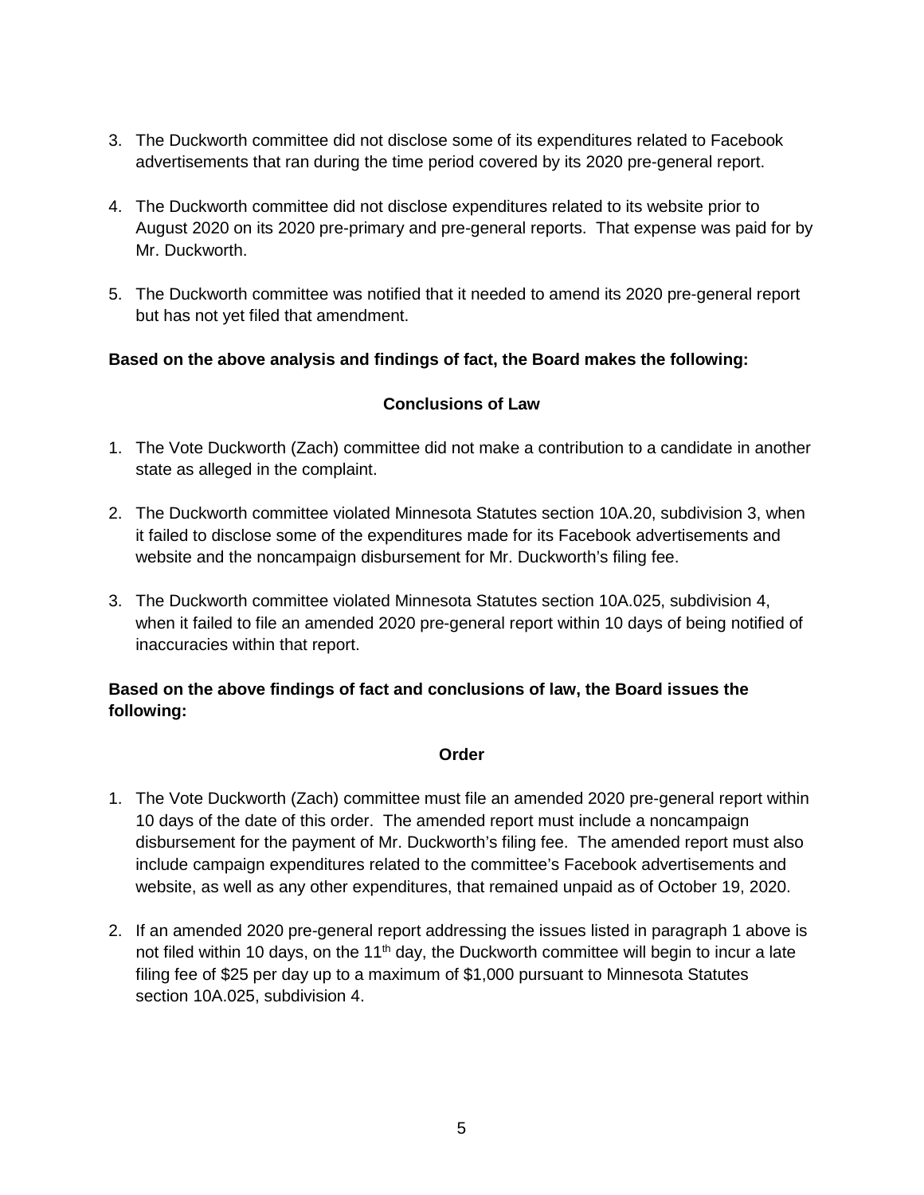3. The Duckworth committee did not disclose some of its expenditures related to Facebook advertisements that ran during the time period covered by its 2020 pre-general report.

4. The Duckworth committee did not disclose expenditures related to its website prior to August 2020 on its 2020 pre-primary and pre-general reports. That expense was paid for by Mr. Duckworth.

5. The Duckworth committee was notified that it needed to amend its 2020 pre-general report but has not yet filed that amendment.

**Based on the above analysis and findings of fact, the Board makes the following:**

## Conclusions of Law

1. The Vote Duckworth (Zach) committee did not make a contribution to a candidate in another state as alleged in the complaint.

2. The Duckworth committee violated Minnesota Statutes section 10A.20, subdivision 3, when it failed to disclose some of the expenditures made for its Facebook advertisements and website and the noncampaign disbursement for Mr. Duckworth's filing fee.

3. The Duckworth committee violated Minnesota Statutes section 10A.025, subdivision 4, when it failed to file an amended 2020 pre-general report within 10 days of being notified of inaccuracies within that report.

**Based on the above findings of fact and conclusions of law, the Board issues the following:**

## Order

1. The Vote Duckworth (Zach) committee must file an amended 2020 pre-general report within 10 days of the date of this order. The amended report must include a noncampaign disbursement for the payment of Mr. Duckworth's filing fee. The amended report must also include campaign expenditures related to the committee's Facebook advertisements and website, as well as any other expenditures, that remained unpaid as of October 19, 2020.

2. If an amended 2020 pre-general report addressing the issues listed in paragraph 1 above is not filed within 10 days, on the 11th day, the Duckworth committee will begin to incur a late filing fee of $25 per day up to a maximum of $1,000 pursuant to Minnesota Statutes section 10A.025, subdivision 4.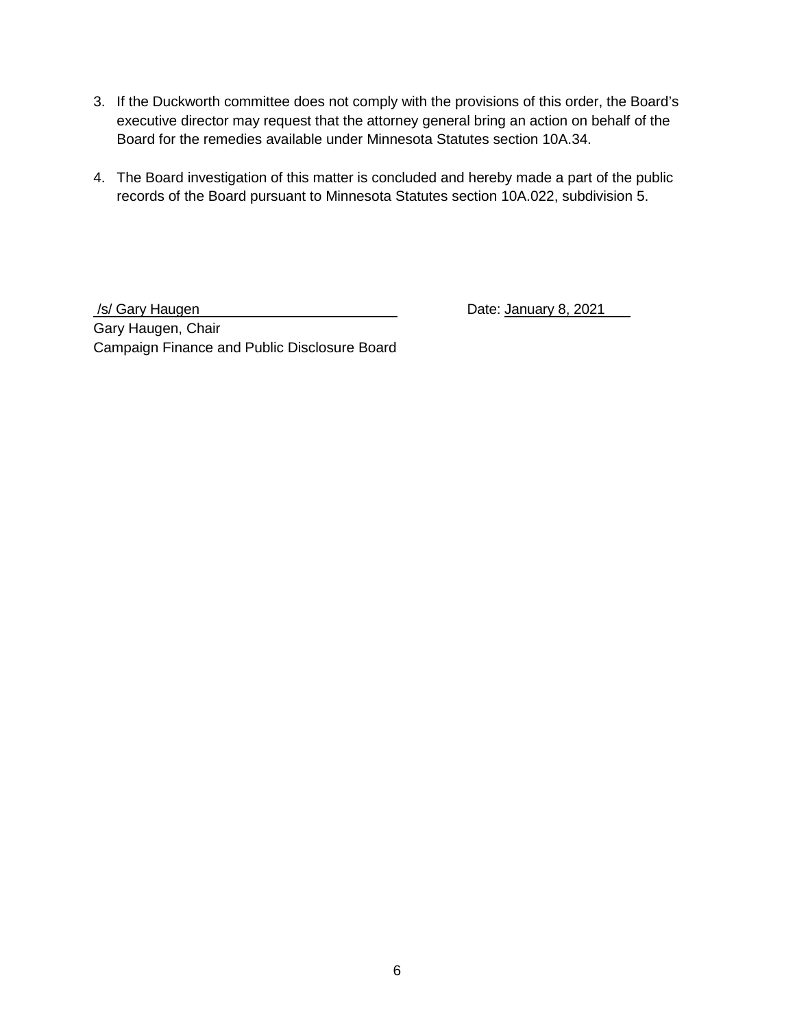3. If the Duckworth committee does not comply with the provisions of this order, the Board's executive director may request that the attorney general bring an action on behalf of the Board for the remedies available under Minnesota Statutes section 10A.34.

4. The Board investigation of this matter is concluded and hereby made a part of the public records of the Board pursuant to Minnesota Statutes section 10A.022, subdivision 5.

/s/ Gary Haugen                                                   Date: January 8, 2021

Gary Haugen, Chair
Campaign Finance and Public Disclosure Board